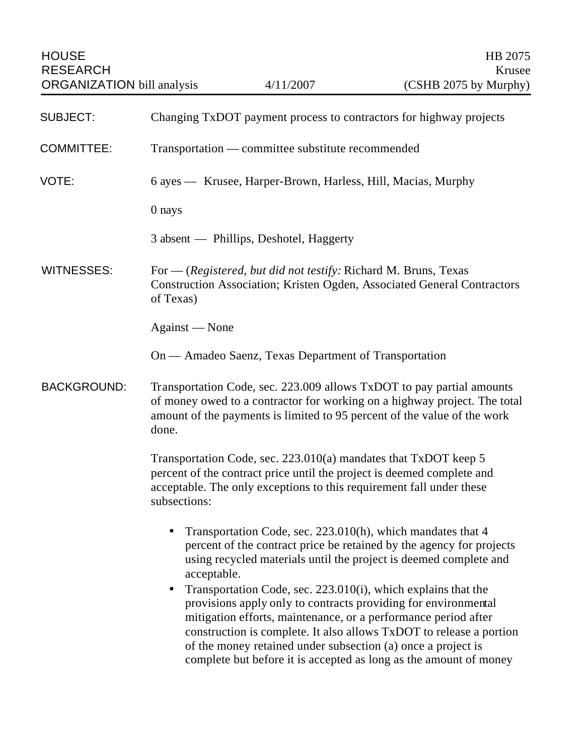HOUSE RESEARCH ORGANIZATION bill analysis | 4/11/2007 | HB 2075 Krusee (CSHB 2075 by Murphy)

**SUBJECT:** Changing TxDOT payment process to contractors for highway projects

**COMMITTEE:** Transportation — committee substitute recommended

**VOTE:** 6 ayes — Krusee, Harper-Brown, Harless, Hill, Macias, Murphy

0 nays

3 absent — Phillips, Deshotel, Haggerty

**WITNESSES:** For — (*Registered, but did not testify:* Richard M. Bruns, Texas Construction Association; Kristen Ogden, Associated General Contractors of Texas)

Against — None

On — Amadeo Saenz, Texas Department of Transportation

**BACKGROUND:** Transportation Code, sec. 223.009 allows TxDOT to pay partial amounts of money owed to a contractor for working on a highway project. The total amount of the payments is limited to 95 percent of the value of the work done.

Transportation Code, sec. 223.010(a) mandates that TxDOT keep 5 percent of the contract price until the project is deemed complete and acceptable. The only exceptions to this requirement fall under these subsections:

- Transportation Code, sec. 223.010(h), which mandates that 4 percent of the contract price be retained by the agency for projects using recycled materials until the project is deemed complete and acceptable.
- Transportation Code, sec. 223.010(i), which explains that the provisions apply only to contracts providing for environmental mitigation efforts, maintenance, or a performance period after construction is complete. It also allows TxDOT to release a portion of the money retained under subsection (a) once a project is complete but before it is accepted as long as the amount of money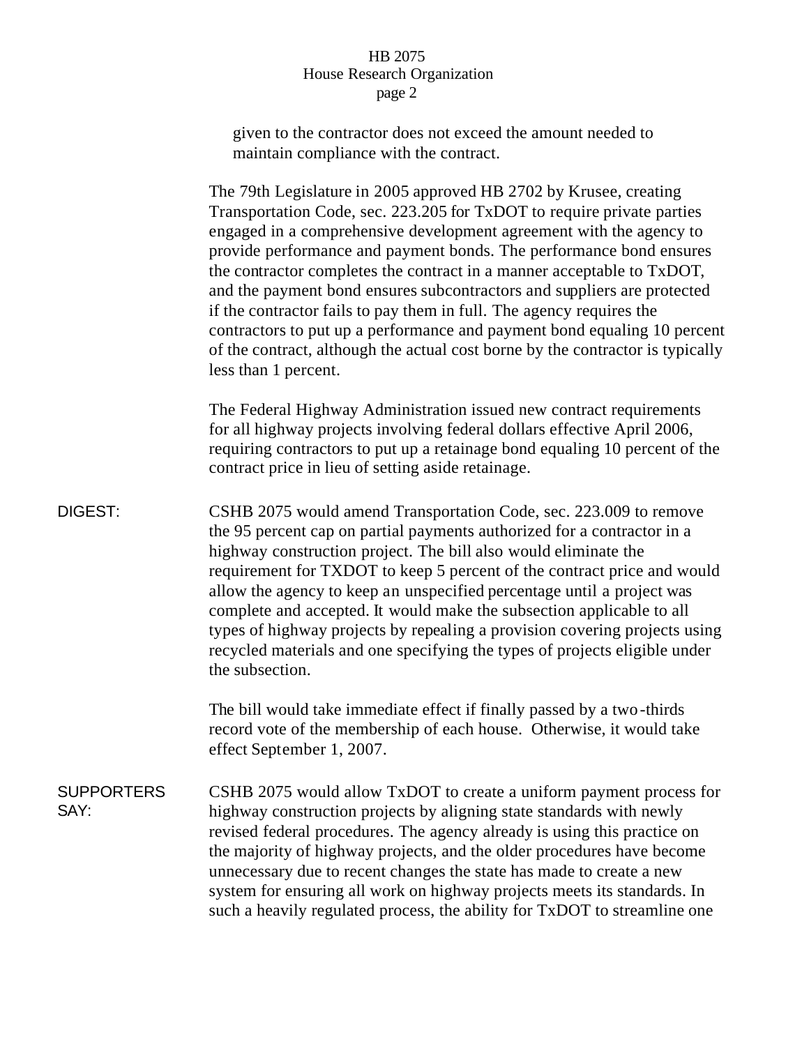given to the contractor does not exceed the amount needed to maintain compliance with the contract.

The 79th Legislature in 2005 approved HB 2702 by Krusee, creating Transportation Code, sec. 223.205 for TxDOT to require private parties engaged in a comprehensive development agreement with the agency to provide performance and payment bonds. The performance bond ensures the contractor completes the contract in a manner acceptable to TxDOT, and the payment bond ensures subcontractors and suppliers are protected if the contractor fails to pay them in full. The agency requires the contractors to put up a performance and payment bond equaling 10 percent of the contract, although the actual cost borne by the contractor is typically less than 1 percent.

The Federal Highway Administration issued new contract requirements for all highway projects involving federal dollars effective April 2006, requiring contractors to put up a retainage bond equaling 10 percent of the contract price in lieu of setting aside retainage.

**DIGEST:** CSHB 2075 would amend Transportation Code, sec. 223.009 to remove the 95 percent cap on partial payments authorized for a contractor in a highway construction project. The bill also would eliminate the requirement for TXDOT to keep 5 percent of the contract price and would allow the agency to keep an unspecified percentage until a project was complete and accepted. It would make the subsection applicable to all types of highway projects by repealing a provision covering projects using recycled materials and one specifying the types of projects eligible under the subsection.

The bill would take immediate effect if finally passed by a two-thirds record vote of the membership of each house. Otherwise, it would take effect September 1, 2007.

**SUPPORTERS SAY:** CSHB 2075 would allow TxDOT to create a uniform payment process for highway construction projects by aligning state standards with newly revised federal procedures. The agency already is using this practice on the majority of highway projects, and the older procedures have become unnecessary due to recent changes the state has made to create a new system for ensuring all work on highway projects meets its standards. In such a heavily regulated process, the ability for TxDOT to streamline one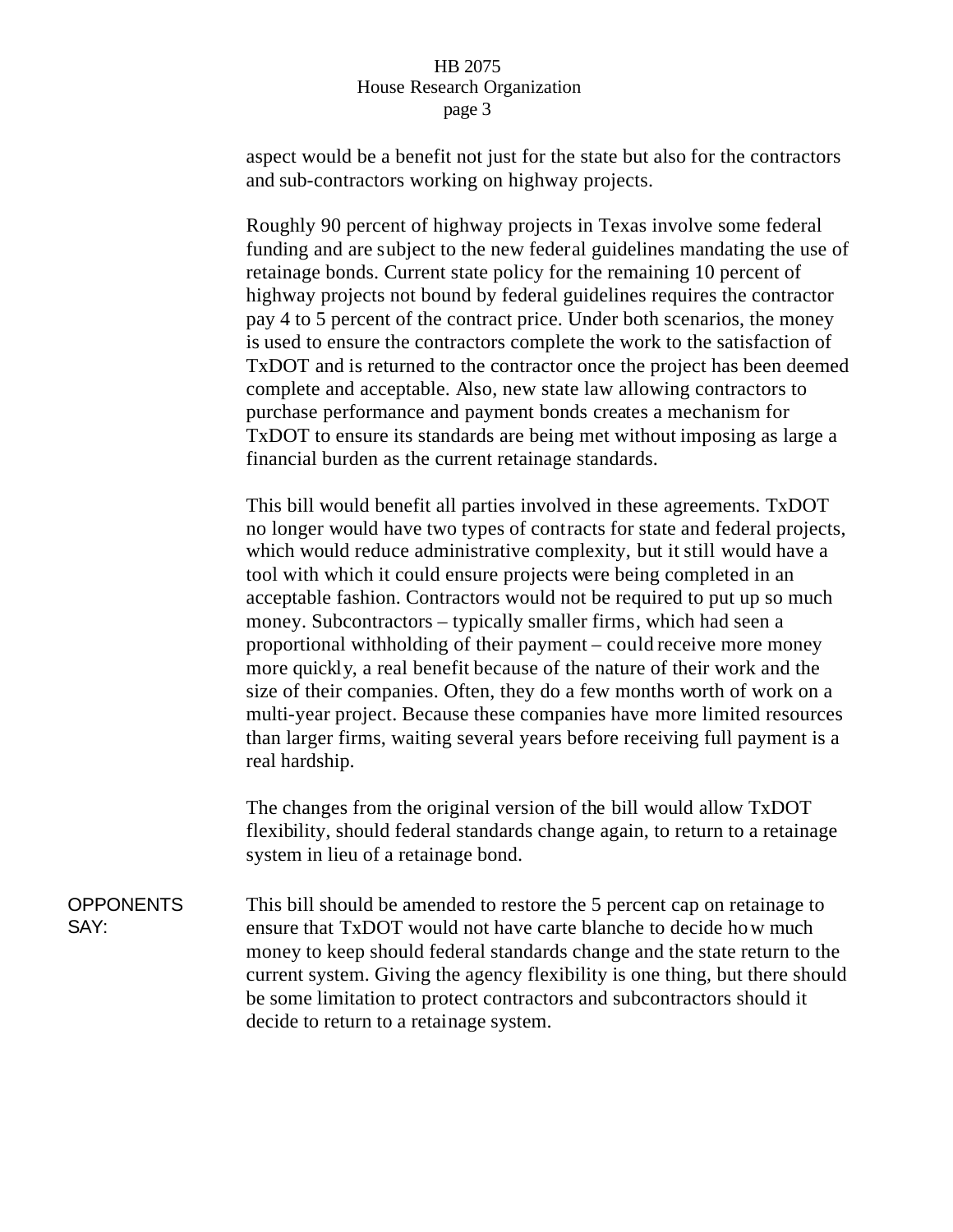aspect would be a benefit not just for the state but also for the contractors and sub-contractors working on highway projects.

Roughly 90 percent of highway projects in Texas involve some federal funding and are subject to the new federal guidelines mandating the use of retainage bonds. Current state policy for the remaining 10 percent of highway projects not bound by federal guidelines requires the contractor pay 4 to 5 percent of the contract price. Under both scenarios, the money is used to ensure the contractors complete the work to the satisfaction of TxDOT and is returned to the contractor once the project has been deemed complete and acceptable. Also, new state law allowing contractors to purchase performance and payment bonds creates a mechanism for TxDOT to ensure its standards are being met without imposing as large a financial burden as the current retainage standards.

This bill would benefit all parties involved in these agreements. TxDOT no longer would have two types of contracts for state and federal projects, which would reduce administrative complexity, but it still would have a tool with which it could ensure projects were being completed in an acceptable fashion. Contractors would not be required to put up so much money. Subcontractors – typically smaller firms, which had seen a proportional withholding of their payment – could receive more money more quickly, a real benefit because of the nature of their work and the size of their companies. Often, they do a few months worth of work on a multi-year project. Because these companies have more limited resources than larger firms, waiting several years before receiving full payment is a real hardship.

The changes from the original version of the bill would allow TxDOT flexibility, should federal standards change again, to return to a retainage system in lieu of a retainage bond.

**OPPONENTS SAY:** This bill should be amended to restore the 5 percent cap on retainage to ensure that TxDOT would not have carte blanche to decide how much money to keep should federal standards change and the state return to the current system. Giving the agency flexibility is one thing, but there should be some limitation to protect contractors and subcontractors should it decide to return to a retainage system.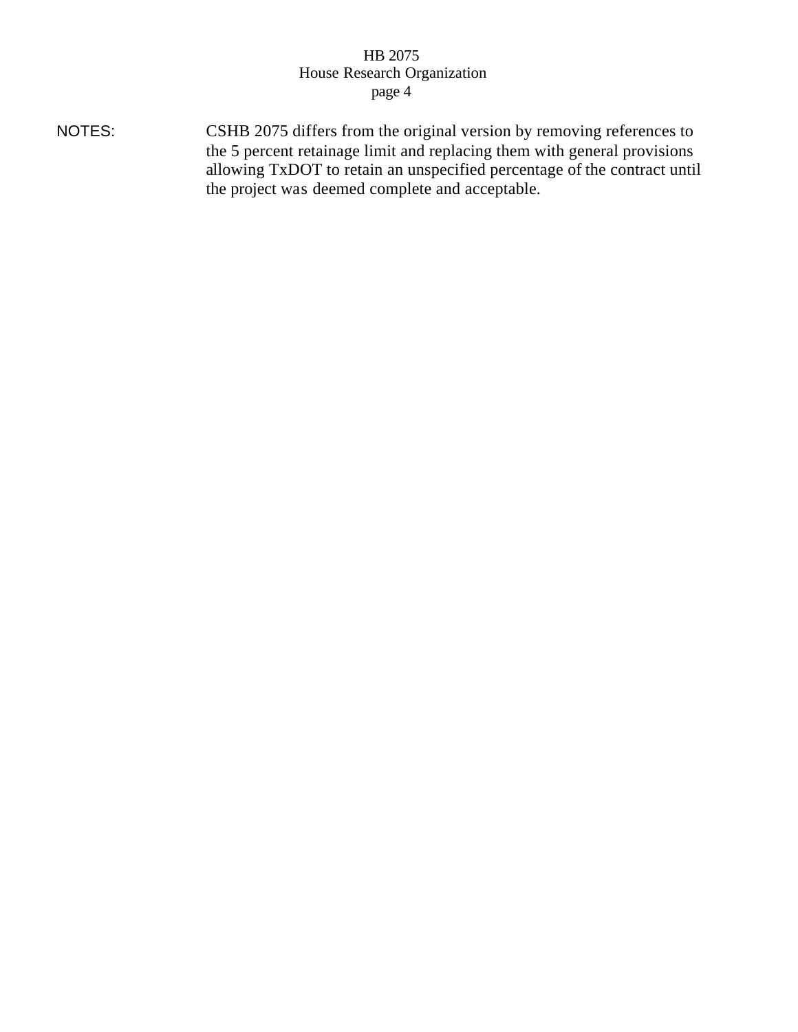NOTES: CSHB 2075 differs from the original version by removing references to the 5 percent retainage limit and replacing them with general provisions allowing TxDOT to retain an unspecified percentage of the contract until the project was deemed complete and acceptable.